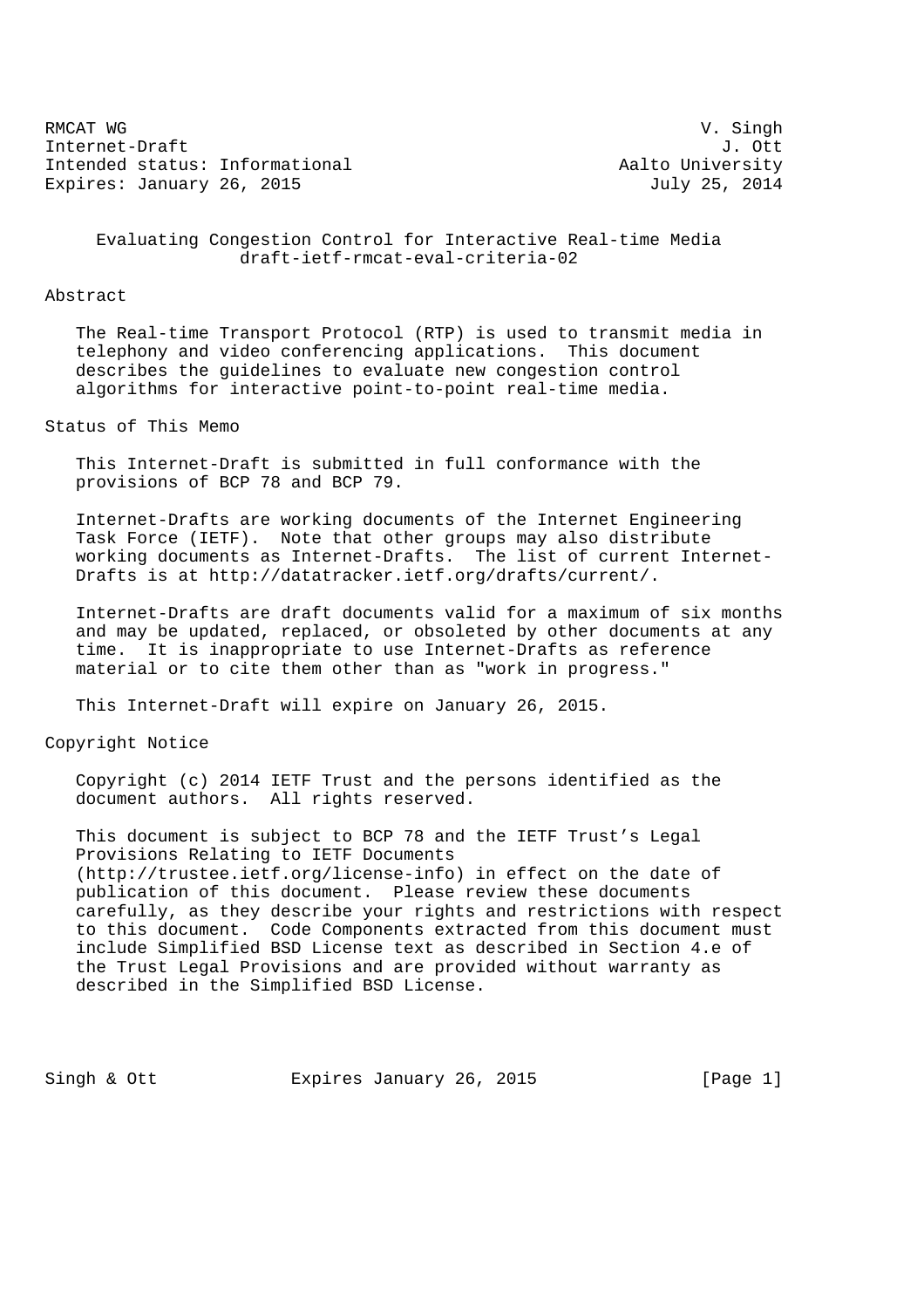RMCAT WG V. Singh
Internet-Draft J. Ott
Intended status: Informational Aalto University
Expires: January 26, 2015 July 25, 2014

# Evaluating Congestion Control for Interactive Real-time Media
draft-ietf-rmcat-eval-criteria-02

## Abstract

The Real-time Transport Protocol (RTP) is used to transmit media in telephony and video conferencing applications. This document describes the guidelines to evaluate new congestion control algorithms for interactive point-to-point real-time media.

## Status of This Memo

This Internet-Draft is submitted in full conformance with the provisions of BCP 78 and BCP 79.

Internet-Drafts are working documents of the Internet Engineering Task Force (IETF). Note that other groups may also distribute working documents as Internet-Drafts. The list of current Internet-Drafts is at http://datatracker.ietf.org/drafts/current/.

Internet-Drafts are draft documents valid for a maximum of six months and may be updated, replaced, or obsoleted by other documents at any time. It is inappropriate to use Internet-Drafts as reference material or to cite them other than as "work in progress."

This Internet-Draft will expire on January 26, 2015.

## Copyright Notice

Copyright (c) 2014 IETF Trust and the persons identified as the document authors. All rights reserved.

This document is subject to BCP 78 and the IETF Trust's Legal Provisions Relating to IETF Documents (http://trustee.ietf.org/license-info) in effect on the date of publication of this document. Please review these documents carefully, as they describe your rights and restrictions with respect to this document. Code Components extracted from this document must include Simplified BSD License text as described in Section 4.e of the Trust Legal Provisions and are provided without warranty as described in the Simplified BSD License.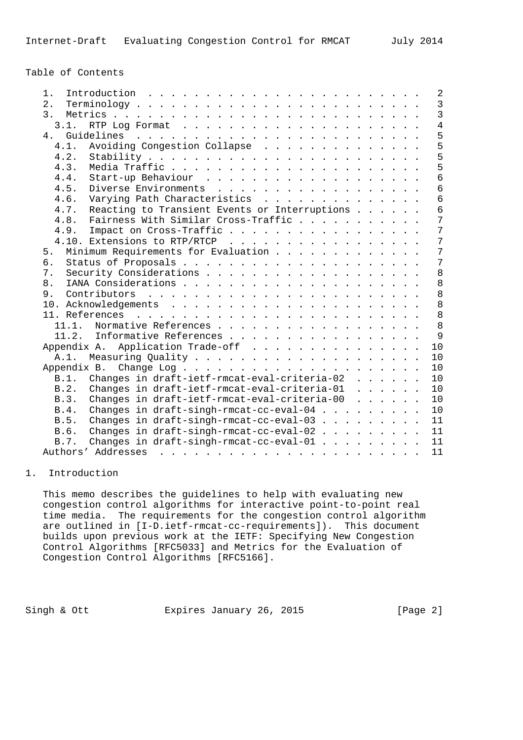Table of Contents

- 1. Introduction . . . . . . . . . . . . . . . . . . . . . . . . 2
- 2. Terminology . . . . . . . . . . . . . . . . . . . . . . . . . 3
- 3. Metrics . . . . . . . . . . . . . . . . . . . . . . . . . . . 3
  - 3.1. RTP Log Format . . . . . . . . . . . . . . . . . . . . . 4
- 4. Guidelines . . . . . . . . . . . . . . . . . . . . . . . . . 5
  - 4.1. Avoiding Congestion Collapse . . . . . . . . . . . . . . 5
  - 4.2. Stability . . . . . . . . . . . . . . . . . . . . . . . . 5
  - 4.3. Media Traffic . . . . . . . . . . . . . . . . . . . . . . 5
  - 4.4. Start-up Behaviour . . . . . . . . . . . . . . . . . . . 6
  - 4.5. Diverse Environments . . . . . . . . . . . . . . . . . . 6
  - 4.6. Varying Path Characteristics . . . . . . . . . . . . . . 6
  - 4.7. Reacting to Transient Events or Interruptions . . . . . . 6
  - 4.8. Fairness With Similar Cross-Traffic . . . . . . . . . . . 7
  - 4.9. Impact on Cross-Traffic . . . . . . . . . . . . . . . . . 7
  - 4.10. Extensions to RTP/RTCP . . . . . . . . . . . . . . . . . 7
- 5. Minimum Requirements for Evaluation . . . . . . . . . . . . . 7
- 6. Status of Proposals . . . . . . . . . . . . . . . . . . . . . 7
- 7. Security Considerations . . . . . . . . . . . . . . . . . . . 8
- 8. IANA Considerations . . . . . . . . . . . . . . . . . . . . . 8
- 9. Contributors . . . . . . . . . . . . . . . . . . . . . . . . 8
- 10. Acknowledgements . . . . . . . . . . . . . . . . . . . . . . 8
- 11. References . . . . . . . . . . . . . . . . . . . . . . . . . 8
  - 11.1. Normative References . . . . . . . . . . . . . . . . . . 8
  - 11.2. Informative References . . . . . . . . . . . . . . . . . 9
- Appendix A. Application Trade-off . . . . . . . . . . . . . . . . 10
  - A.1. Measuring Quality . . . . . . . . . . . . . . . . . . . . 10
- Appendix B. Change Log . . . . . . . . . . . . . . . . . . . . . 10
  - B.1. Changes in draft-ietf-rmcat-eval-criteria-02 . . . . . . 10
  - B.2. Changes in draft-ietf-rmcat-eval-criteria-01 . . . . . . 10
  - B.3. Changes in draft-ietf-rmcat-eval-criteria-00 . . . . . . 10
  - B.4. Changes in draft-singh-rmcat-cc-eval-04 . . . . . . . . . 10
  - B.5. Changes in draft-singh-rmcat-cc-eval-03 . . . . . . . . . 11
  - B.6. Changes in draft-singh-rmcat-cc-eval-02 . . . . . . . . . 11
  - B.7. Changes in draft-singh-rmcat-cc-eval-01 . . . . . . . . . 11
- Authors' Addresses . . . . . . . . . . . . . . . . . . . . . . . 11

# 1. Introduction

This memo describes the guidelines to help with evaluating new congestion control algorithms for interactive point-to-point real time media. The requirements for the congestion control algorithm are outlined in [I-D.ietf-rmcat-cc-requirements]). This document builds upon previous work at the IETF: Specifying New Congestion Control Algorithms [RFC5033] and Metrics for the Evaluation of Congestion Control Algorithms [RFC5166].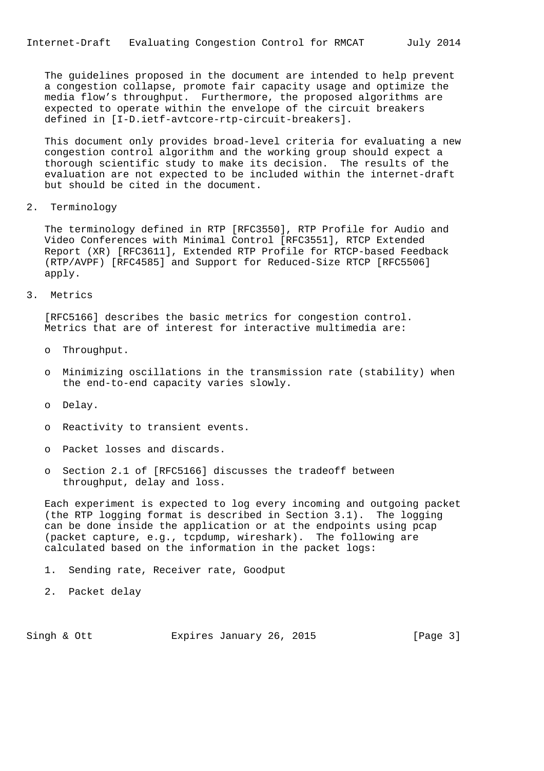The guidelines proposed in the document are intended to help prevent a congestion collapse, promote fair capacity usage and optimize the media flow's throughput. Furthermore, the proposed algorithms are expected to operate within the envelope of the circuit breakers defined in [I-D.ietf-avtcore-rtp-circuit-breakers].

This document only provides broad-level criteria for evaluating a new congestion control algorithm and the working group should expect a thorough scientific study to make its decision. The results of the evaluation are not expected to be included within the internet-draft but should be cited in the document.

## 2. Terminology

The terminology defined in RTP [RFC3550], RTP Profile for Audio and Video Conferences with Minimal Control [RFC3551], RTCP Extended Report (XR) [RFC3611], Extended RTP Profile for RTCP-based Feedback (RTP/AVPF) [RFC4585] and Support for Reduced-Size RTCP [RFC5506] apply.

## 3. Metrics

[RFC5166] describes the basic metrics for congestion control. Metrics that are of interest for interactive multimedia are:

- Throughput.
- Minimizing oscillations in the transmission rate (stability) when the end-to-end capacity varies slowly.
- Delay.
- Reactivity to transient events.
- Packet losses and discards.
- Section 2.1 of [RFC5166] discusses the tradeoff between throughput, delay and loss.

Each experiment is expected to log every incoming and outgoing packet (the RTP logging format is described in Section 3.1). The logging can be done inside the application or at the endpoints using pcap (packet capture, e.g., tcpdump, wireshark). The following are calculated based on the information in the packet logs:

1. Sending rate, Receiver rate, Goodput
2. Packet delay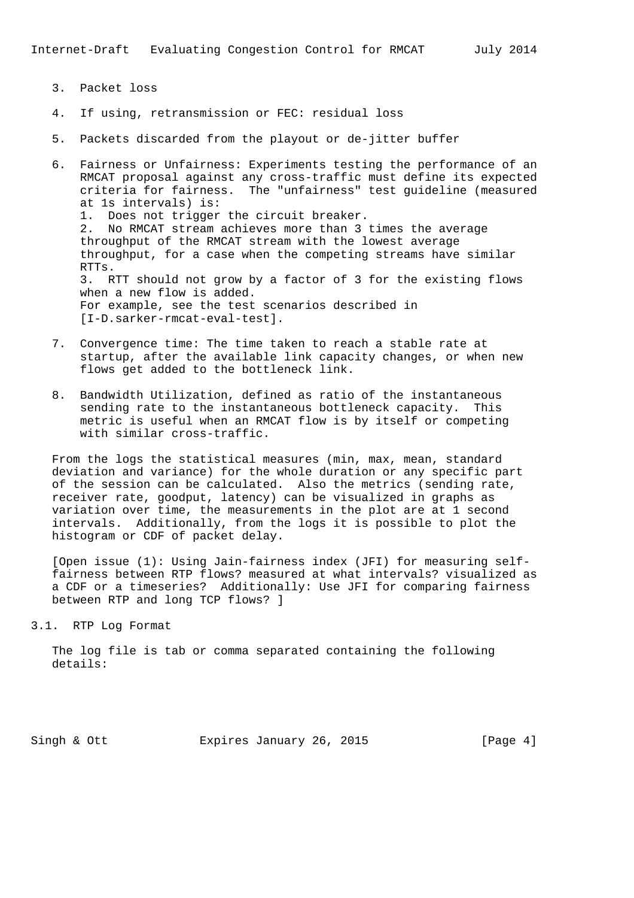3. Packet loss

4. If using, retransmission or FEC: residual loss

5. Packets discarded from the playout or de-jitter buffer

6. Fairness or Unfairness: Experiments testing the performance of an RMCAT proposal against any cross-traffic must define its expected criteria for fairness. The "unfairness" test guideline (measured at 1s intervals) is:
   1. Does not trigger the circuit breaker.
   2. No RMCAT stream achieves more than 3 times the average throughput of the RMCAT stream with the lowest average throughput, for a case when the competing streams have similar RTTs.
   3. RTT should not grow by a factor of 3 for the existing flows when a new flow is added.

   For example, see the test scenarios described in [I-D.sarker-rmcat-eval-test].

7. Convergence time: The time taken to reach a stable rate at startup, after the available link capacity changes, or when new flows get added to the bottleneck link.

8. Bandwidth Utilization, defined as ratio of the instantaneous sending rate to the instantaneous bottleneck capacity. This metric is useful when an RMCAT flow is by itself or competing with similar cross-traffic.

From the logs the statistical measures (min, max, mean, standard deviation and variance) for the whole duration or any specific part of the session can be calculated. Also the metrics (sending rate, receiver rate, goodput, latency) can be visualized in graphs as variation over time, the measurements in the plot are at 1 second intervals. Additionally, from the logs it is possible to plot the histogram or CDF of packet delay.

[Open issue (1): Using Jain-fairness index (JFI) for measuring self-fairness between RTP flows? measured at what intervals? visualized as a CDF or a timeseries? Additionally: Use JFI for comparing fairness between RTP and long TCP flows? ]

## 3.1. RTP Log Format

The log file is tab or comma separated containing the following details: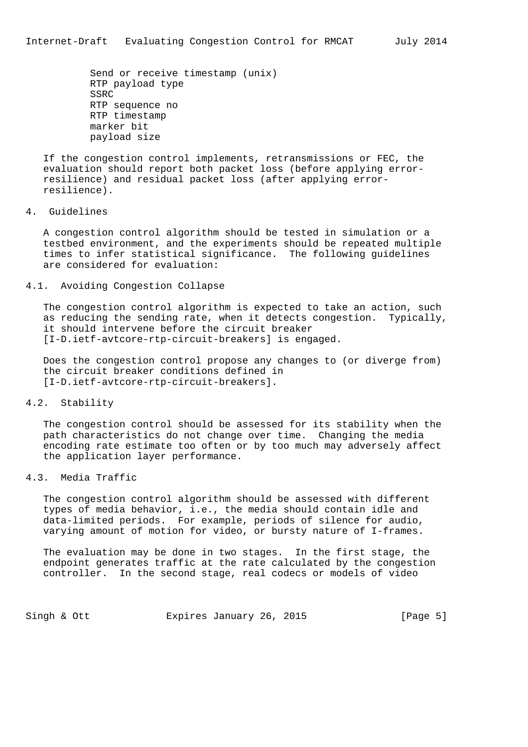Send or receive timestamp (unix)
RTP payload type
SSRC
RTP sequence no
RTP timestamp
marker bit
payload size

If the congestion control implements, retransmissions or FEC, the evaluation should report both packet loss (before applying error-resilience) and residual packet loss (after applying error-resilience).

## 4. Guidelines

A congestion control algorithm should be tested in simulation or a testbed environment, and the experiments should be repeated multiple times to infer statistical significance. The following guidelines are considered for evaluation:

### 4.1. Avoiding Congestion Collapse

The congestion control algorithm is expected to take an action, such as reducing the sending rate, when it detects congestion. Typically, it should intervene before the circuit breaker [I-D.ietf-avtcore-rtp-circuit-breakers] is engaged.

Does the congestion control propose any changes to (or diverge from) the circuit breaker conditions defined in [I-D.ietf-avtcore-rtp-circuit-breakers].

### 4.2. Stability

The congestion control should be assessed for its stability when the path characteristics do not change over time. Changing the media encoding rate estimate too often or by too much may adversely affect the application layer performance.

### 4.3. Media Traffic

The congestion control algorithm should be assessed with different types of media behavior, i.e., the media should contain idle and data-limited periods. For example, periods of silence for audio, varying amount of motion for video, or bursty nature of I-frames.

The evaluation may be done in two stages. In the first stage, the endpoint generates traffic at the rate calculated by the congestion controller. In the second stage, real codecs or models of video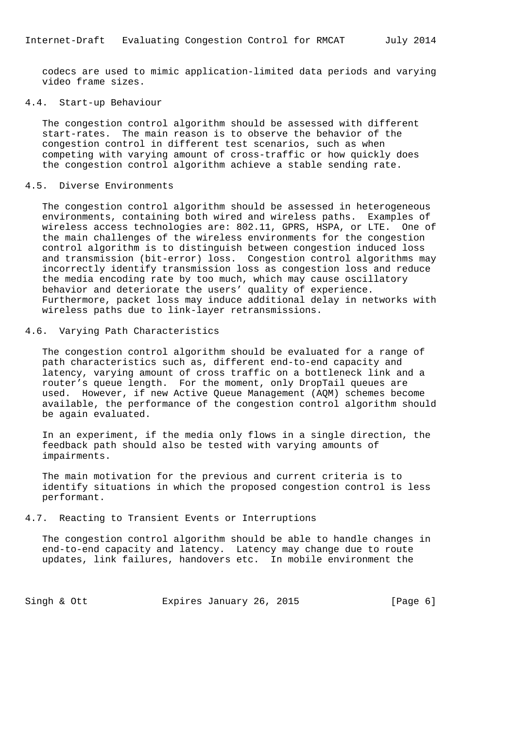codecs are used to mimic application-limited data periods and varying video frame sizes.

### 4.4. Start-up Behaviour

The congestion control algorithm should be assessed with different start-rates. The main reason is to observe the behavior of the congestion control in different test scenarios, such as when competing with varying amount of cross-traffic or how quickly does the congestion control algorithm achieve a stable sending rate.

### 4.5. Diverse Environments

The congestion control algorithm should be assessed in heterogeneous environments, containing both wired and wireless paths. Examples of wireless access technologies are: 802.11, GPRS, HSPA, or LTE. One of the main challenges of the wireless environments for the congestion control algorithm is to distinguish between congestion induced loss and transmission (bit-error) loss. Congestion control algorithms may incorrectly identify transmission loss as congestion loss and reduce the media encoding rate by too much, which may cause oscillatory behavior and deteriorate the users' quality of experience. Furthermore, packet loss may induce additional delay in networks with wireless paths due to link-layer retransmissions.

### 4.6. Varying Path Characteristics

The congestion control algorithm should be evaluated for a range of path characteristics such as, different end-to-end capacity and latency, varying amount of cross traffic on a bottleneck link and a router's queue length. For the moment, only DropTail queues are used. However, if new Active Queue Management (AQM) schemes become available, the performance of the congestion control algorithm should be again evaluated.

In an experiment, if the media only flows in a single direction, the feedback path should also be tested with varying amounts of impairments.

The main motivation for the previous and current criteria is to identify situations in which the proposed congestion control is less performant.

### 4.7. Reacting to Transient Events or Interruptions

The congestion control algorithm should be able to handle changes in end-to-end capacity and latency. Latency may change due to route updates, link failures, handovers etc. In mobile environment the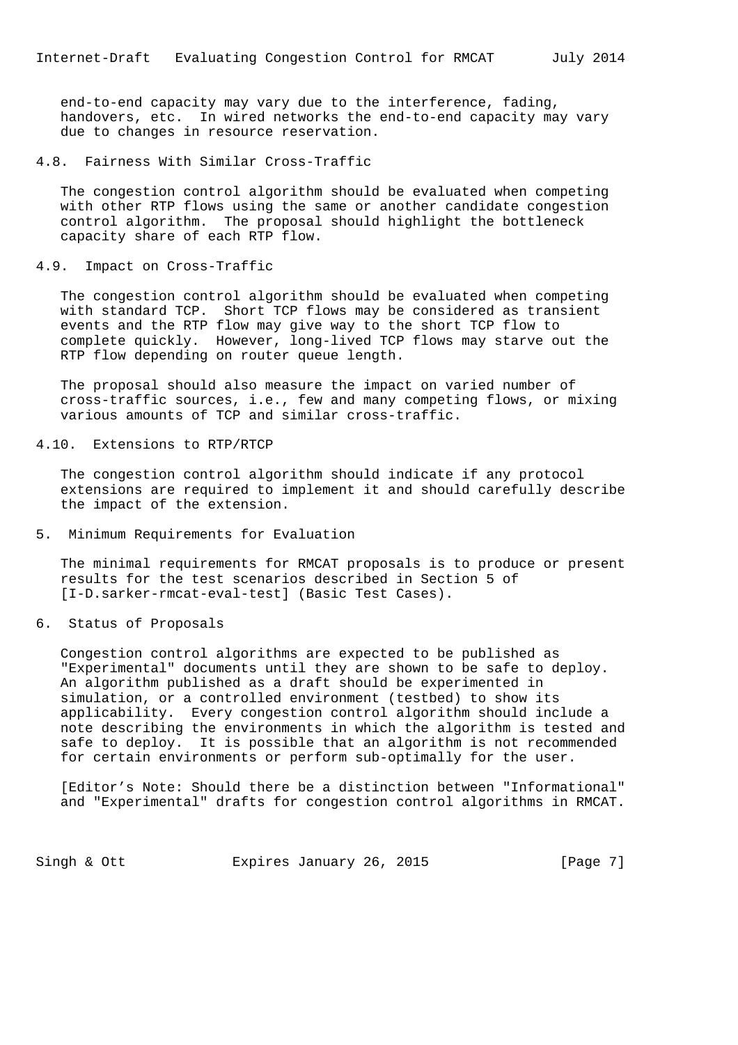end-to-end capacity may vary due to the interference, fading, handovers, etc. In wired networks the end-to-end capacity may vary due to changes in resource reservation.

## 4.8. Fairness With Similar Cross-Traffic

The congestion control algorithm should be evaluated when competing with other RTP flows using the same or another candidate congestion control algorithm. The proposal should highlight the bottleneck capacity share of each RTP flow.

## 4.9. Impact on Cross-Traffic

The congestion control algorithm should be evaluated when competing with standard TCP. Short TCP flows may be considered as transient events and the RTP flow may give way to the short TCP flow to complete quickly. However, long-lived TCP flows may starve out the RTP flow depending on router queue length.

The proposal should also measure the impact on varied number of cross-traffic sources, i.e., few and many competing flows, or mixing various amounts of TCP and similar cross-traffic.

## 4.10. Extensions to RTP/RTCP

The congestion control algorithm should indicate if any protocol extensions are required to implement it and should carefully describe the impact of the extension.

# 5. Minimum Requirements for Evaluation

The minimal requirements for RMCAT proposals is to produce or present results for the test scenarios described in Section 5 of [I-D.sarker-rmcat-eval-test] (Basic Test Cases).

# 6. Status of Proposals

Congestion control algorithms are expected to be published as "Experimental" documents until they are shown to be safe to deploy. An algorithm published as a draft should be experimented in simulation, or a controlled environment (testbed) to show its applicability. Every congestion control algorithm should include a note describing the environments in which the algorithm is tested and safe to deploy. It is possible that an algorithm is not recommended for certain environments or perform sub-optimally for the user.

[Editor’s Note: Should there be a distinction between "Informational" and "Experimental" drafts for congestion control algorithms in RMCAT.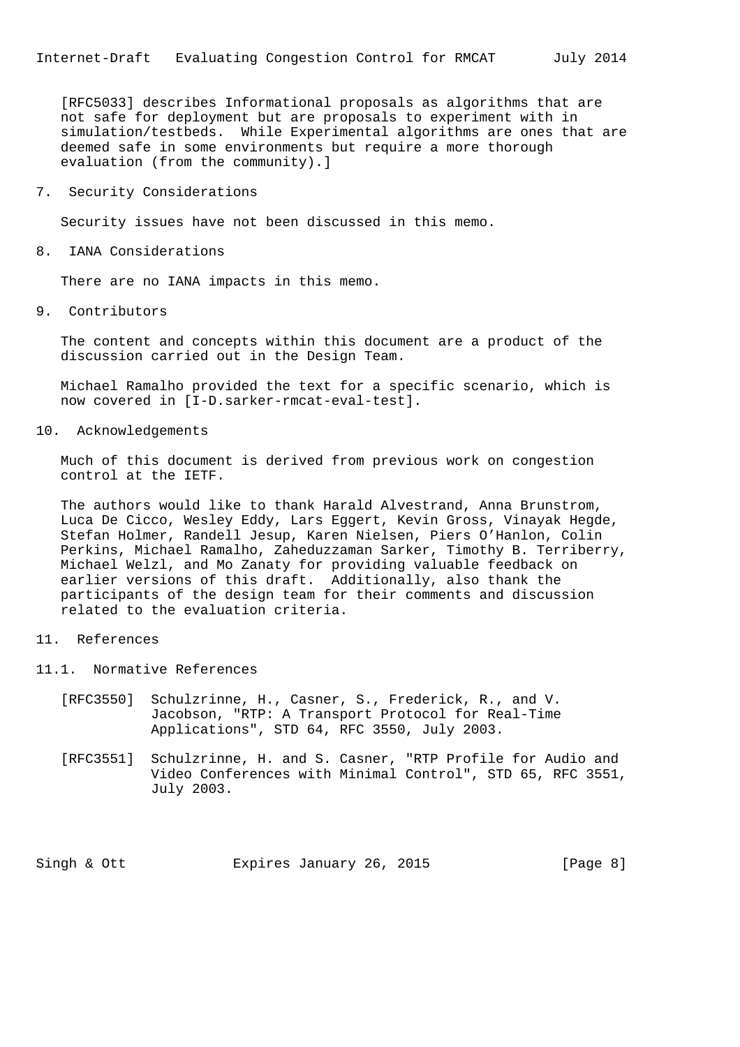[RFC5033] describes Informational proposals as algorithms that are not safe for deployment but are proposals to experiment with in simulation/testbeds. While Experimental algorithms are ones that are deemed safe in some environments but require a more thorough evaluation (from the community).]

## 7. Security Considerations

Security issues have not been discussed in this memo.

## 8. IANA Considerations

There are no IANA impacts in this memo.

## 9. Contributors

The content and concepts within this document are a product of the discussion carried out in the Design Team.

Michael Ramalho provided the text for a specific scenario, which is now covered in [I-D.sarker-rmcat-eval-test].

## 10. Acknowledgements

Much of this document is derived from previous work on congestion control at the IETF.

The authors would like to thank Harald Alvestrand, Anna Brunstrom, Luca De Cicco, Wesley Eddy, Lars Eggert, Kevin Gross, Vinayak Hegde, Stefan Holmer, Randell Jesup, Karen Nielsen, Piers O'Hanlon, Colin Perkins, Michael Ramalho, Zaheduzzaman Sarker, Timothy B. Terriberry, Michael Welzl, and Mo Zanaty for providing valuable feedback on earlier versions of this draft. Additionally, also thank the participants of the design team for their comments and discussion related to the evaluation criteria.

## 11. References

### 11.1. Normative References

[RFC3550] Schulzrinne, H., Casner, S., Frederick, R., and V. Jacobson, "RTP: A Transport Protocol for Real-Time Applications", STD 64, RFC 3550, July 2003.

[RFC3551] Schulzrinne, H. and S. Casner, "RTP Profile for Audio and Video Conferences with Minimal Control", STD 65, RFC 3551, July 2003.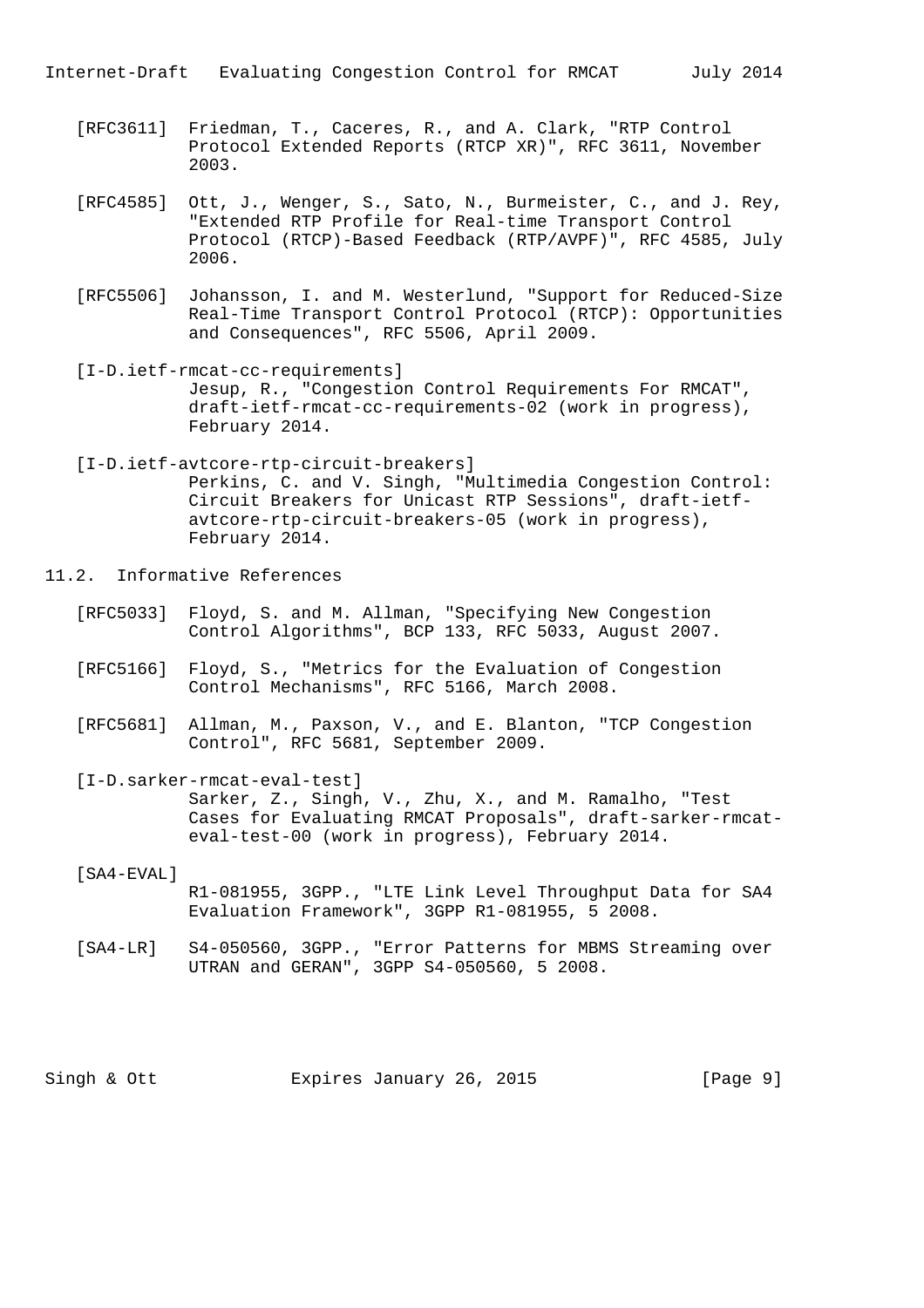[RFC3611] Friedman, T., Caceres, R., and A. Clark, "RTP Control Protocol Extended Reports (RTCP XR)", RFC 3611, November 2003.

[RFC4585] Ott, J., Wenger, S., Sato, N., Burmeister, C., and J. Rey, "Extended RTP Profile for Real-time Transport Control Protocol (RTCP)-Based Feedback (RTP/AVPF)", RFC 4585, July 2006.

[RFC5506] Johansson, I. and M. Westerlund, "Support for Reduced-Size Real-Time Transport Control Protocol (RTCP): Opportunities and Consequences", RFC 5506, April 2009.

[I-D.ietf-rmcat-cc-requirements]
Jesup, R., "Congestion Control Requirements For RMCAT", draft-ietf-rmcat-cc-requirements-02 (work in progress), February 2014.

[I-D.ietf-avtcore-rtp-circuit-breakers]
Perkins, C. and V. Singh, "Multimedia Congestion Control: Circuit Breakers for Unicast RTP Sessions", draft-ietf-avtcore-rtp-circuit-breakers-05 (work in progress), February 2014.

## 11.2. Informative References

[RFC5033] Floyd, S. and M. Allman, "Specifying New Congestion Control Algorithms", BCP 133, RFC 5033, August 2007.

[RFC5166] Floyd, S., "Metrics for the Evaluation of Congestion Control Mechanisms", RFC 5166, March 2008.

[RFC5681] Allman, M., Paxson, V., and E. Blanton, "TCP Congestion Control", RFC 5681, September 2009.

[I-D.sarker-rmcat-eval-test]
Sarker, Z., Singh, V., Zhu, X., and M. Ramalho, "Test Cases for Evaluating RMCAT Proposals", draft-sarker-rmcat-eval-test-00 (work in progress), February 2014.

[SA4-EVAL]
R1-081955, 3GPP., "LTE Link Level Throughput Data for SA4 Evaluation Framework", 3GPP R1-081955, 5 2008.

[SA4-LR] S4-050560, 3GPP., "Error Patterns for MBMS Streaming over UTRAN and GERAN", 3GPP S4-050560, 5 2008.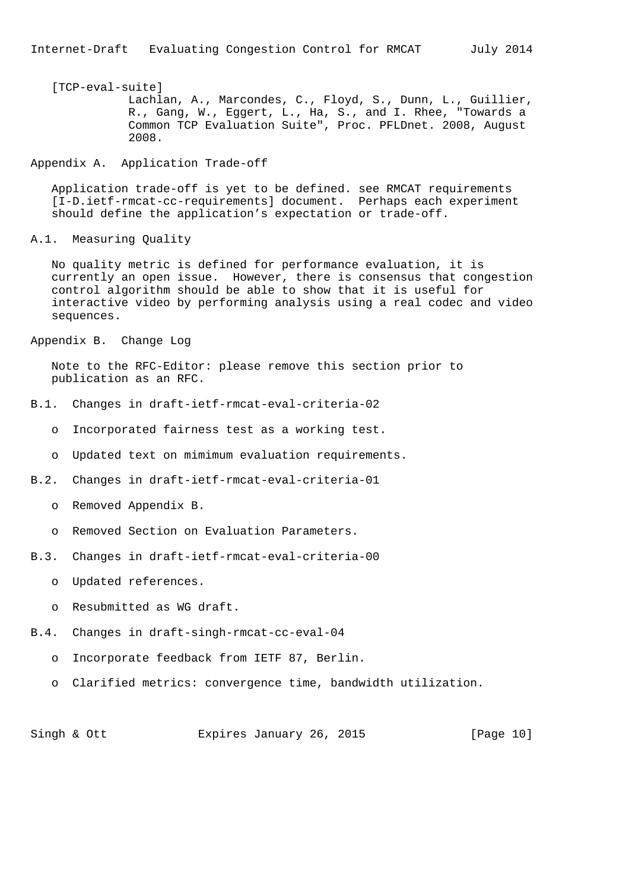[TCP-eval-suite]
Lachlan, A., Marcondes, C., Floyd, S., Dunn, L., Guillier, R., Gang, W., Eggert, L., Ha, S., and I. Rhee, "Towards a Common TCP Evaluation Suite", Proc. PFLDnet. 2008, August 2008.

# Appendix A. Application Trade-off

Application trade-off is yet to be defined. see RMCAT requirements [I-D.ietf-rmcat-cc-requirements] document. Perhaps each experiment should define the application’s expectation or trade-off.

## A.1. Measuring Quality

No quality metric is defined for performance evaluation, it is currently an open issue. However, there is consensus that congestion control algorithm should be able to show that it is useful for interactive video by performing analysis using a real codec and video sequences.

# Appendix B. Change Log

Note to the RFC-Editor: please remove this section prior to publication as an RFC.

## B.1. Changes in draft-ietf-rmcat-eval-criteria-02

- Incorporated fairness test as a working test.
- Updated text on mimimum evaluation requirements.

## B.2. Changes in draft-ietf-rmcat-eval-criteria-01

- Removed Appendix B.
- Removed Section on Evaluation Parameters.

## B.3. Changes in draft-ietf-rmcat-eval-criteria-00

- Updated references.
- Resubmitted as WG draft.

## B.4. Changes in draft-singh-rmcat-cc-eval-04

- Incorporate feedback from IETF 87, Berlin.
- Clarified metrics: convergence time, bandwidth utilization.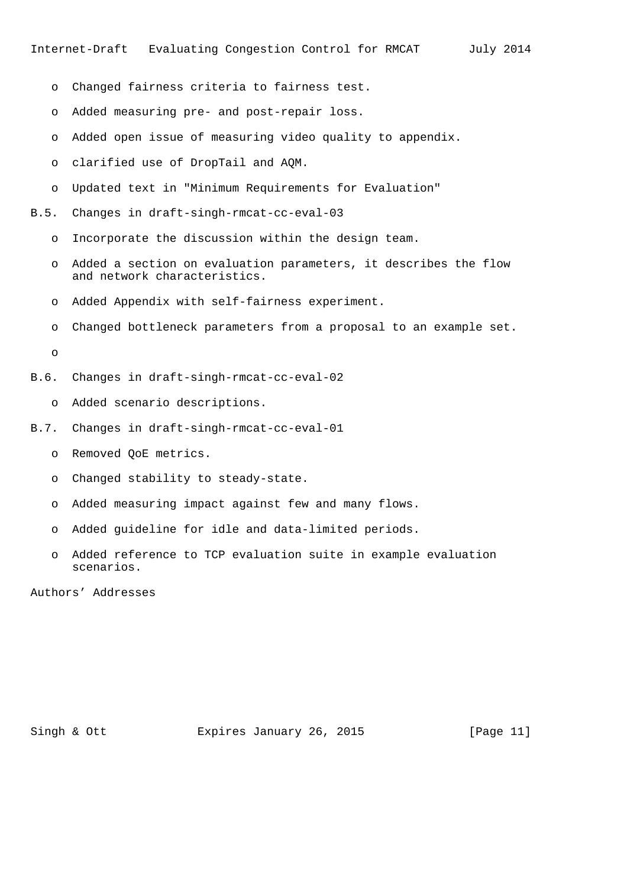- Changed fairness criteria to fairness test.
- Added measuring pre- and post-repair loss.
- Added open issue of measuring video quality to appendix.
- clarified use of DropTail and AQM.
- Updated text in "Minimum Requirements for Evaluation"

## B.5. Changes in draft-singh-rmcat-cc-eval-03

- Incorporate the discussion within the design team.
- Added a section on evaluation parameters, it describes the flow and network characteristics.
- Added Appendix with self-fairness experiment.
- Changed bottleneck parameters from a proposal to an example set.
- 

## B.6. Changes in draft-singh-rmcat-cc-eval-02

- Added scenario descriptions.

## B.7. Changes in draft-singh-rmcat-cc-eval-01

- Removed QoE metrics.
- Changed stability to steady-state.
- Added measuring impact against few and many flows.
- Added guideline for idle and data-limited periods.
- Added reference to TCP evaluation suite in example evaluation scenarios.

# Authors' Addresses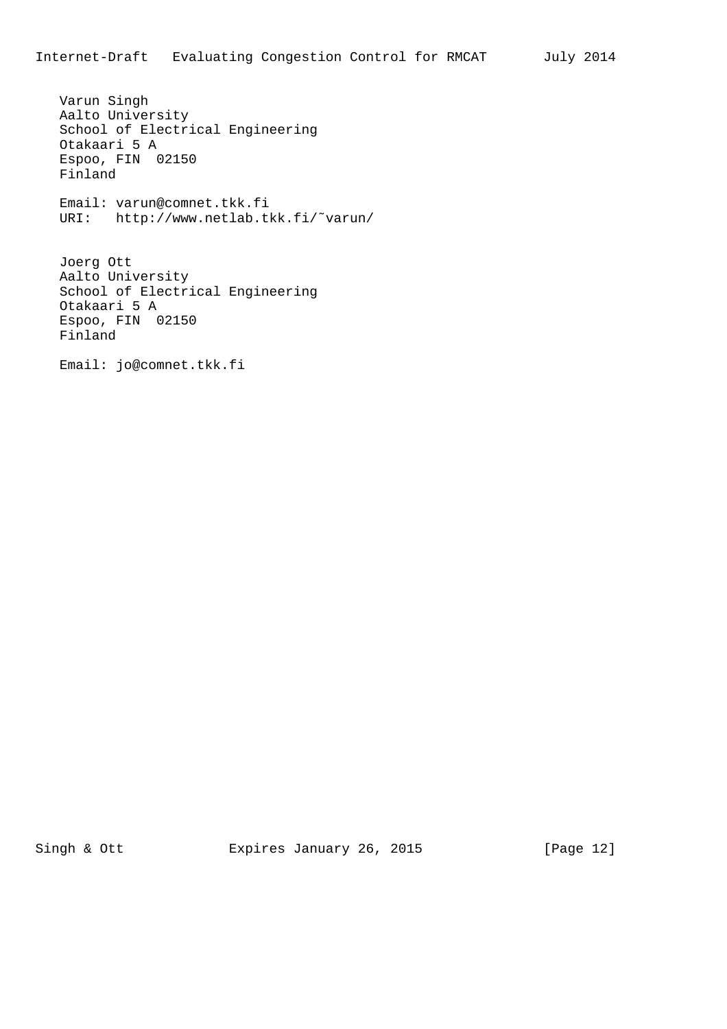Varun Singh
Aalto University
School of Electrical Engineering
Otakaari 5 A
Espoo, FIN 02150
Finland

Email: varun@comnet.tkk.fi
URI: http://www.netlab.tkk.fi/~varun/

Joerg Ott
Aalto University
School of Electrical Engineering
Otakaari 5 A
Espoo, FIN 02150
Finland

Email: jo@comnet.tkk.fi